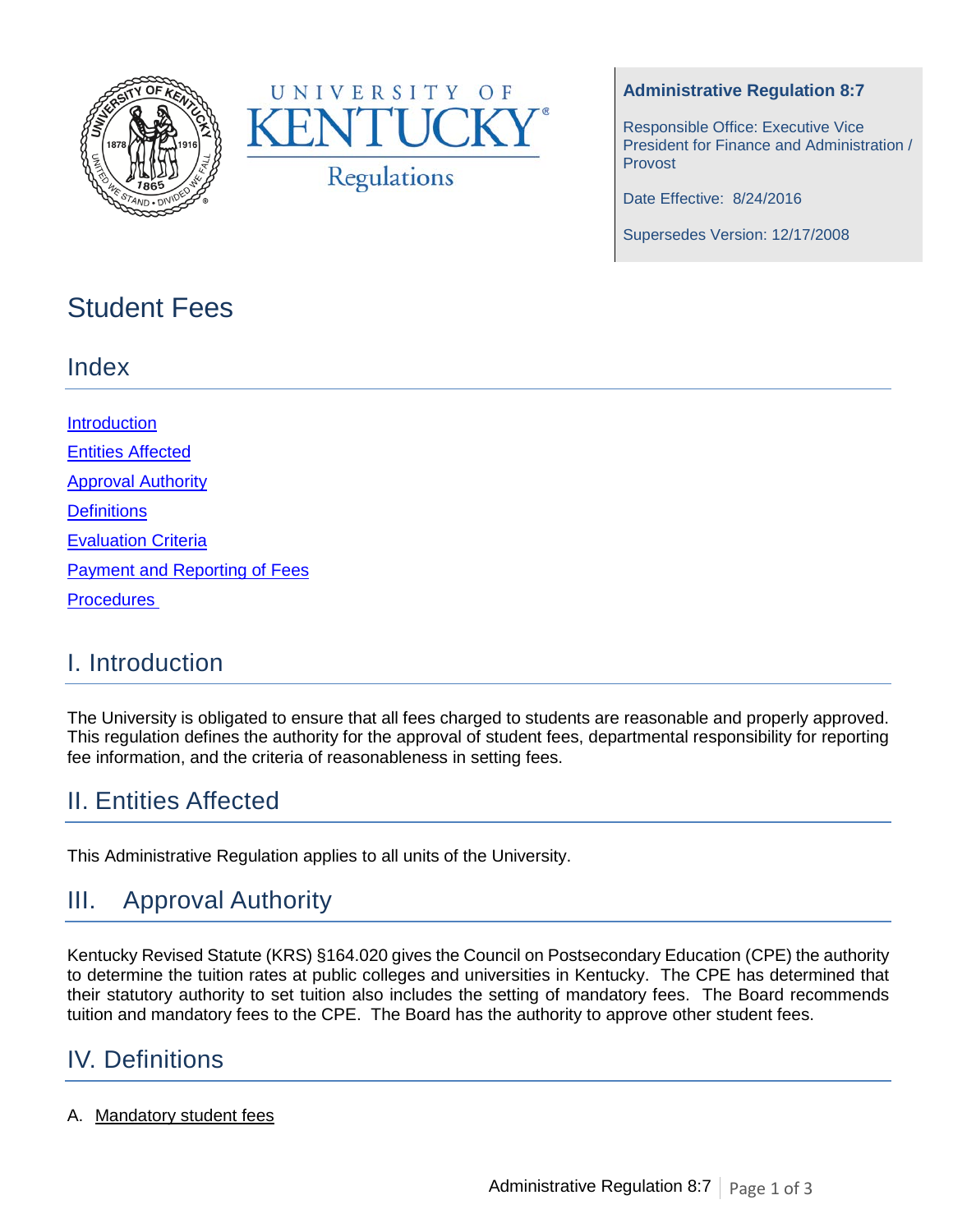UNIVERSITY OF KENTUCKY

Regulations

**Administrative Regulation 8:7**

Responsible Office: Executive Vice President for Finance and Administration / Provost

Date Effective: 8/24/2016

Supersedes Version: 12/17/2008

# Student Fees

## Index

[Introduction](#i-introduction)

[Entities Affected](#ii-entities-affected)

[Approval Authority](#iii-approval-authority)

[Definitions](#iv-definitions)

[Evaluation Criteria](#evaluation-criteria)

[Payment and Reporting of Fees](#payment-and-reporting-of-fees)

[Procedures](#procedures)

## I. Introduction

The University is obligated to ensure that all fees charged to students are reasonable and properly approved. This regulation defines the authority for the approval of student fees, departmental responsibility for reporting fee information, and the criteria of reasonableness in setting fees.

## II. Entities Affected

This Administrative Regulation applies to all units of the University.

## III. Approval Authority

Kentucky Revised Statute (KRS) §164.020 gives the Council on Postsecondary Education (CPE) the authority to determine the tuition rates at public colleges and universities in Kentucky. The CPE has determined that their statutory authority to set tuition also includes the setting of mandatory fees. The Board recommends tuition and mandatory fees to the CPE. The Board has the authority to approve other student fees.

## IV. Definitions

A. Mandatory student fees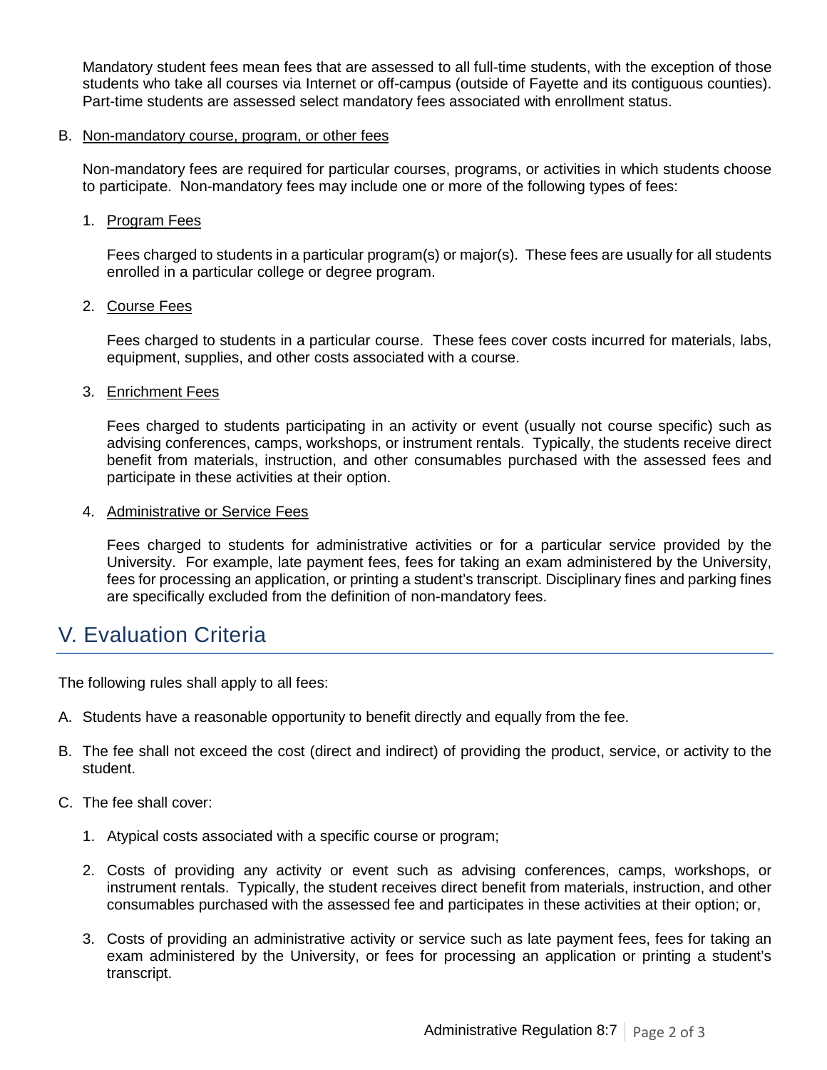Mandatory student fees mean fees that are assessed to all full-time students, with the exception of those students who take all courses via Internet or off-campus (outside of Fayette and its contiguous counties). Part-time students are assessed select mandatory fees associated with enrollment status.

B. Non-mandatory course, program, or other fees

Non-mandatory fees are required for particular courses, programs, or activities in which students choose to participate. Non-mandatory fees may include one or more of the following types of fees:

1. Program Fees

   Fees charged to students in a particular program(s) or major(s). These fees are usually for all students enrolled in a particular college or degree program.

2. Course Fees

   Fees charged to students in a particular course. These fees cover costs incurred for materials, labs, equipment, supplies, and other costs associated with a course.

3. Enrichment Fees

   Fees charged to students participating in an activity or event (usually not course specific) such as advising conferences, camps, workshops, or instrument rentals. Typically, the students receive direct benefit from materials, instruction, and other consumables purchased with the assessed fees and participate in these activities at their option.

4. Administrative or Service Fees

   Fees charged to students for administrative activities or for a particular service provided by the University. For example, late payment fees, fees for taking an exam administered by the University, fees for processing an application, or printing a student's transcript. Disciplinary fines and parking fines are specifically excluded from the definition of non-mandatory fees.

## V. Evaluation Criteria

The following rules shall apply to all fees:

A. Students have a reasonable opportunity to benefit directly and equally from the fee.

B. The fee shall not exceed the cost (direct and indirect) of providing the product, service, or activity to the student.

C. The fee shall cover:

1. Atypical costs associated with a specific course or program;

2. Costs of providing any activity or event such as advising conferences, camps, workshops, or instrument rentals. Typically, the student receives direct benefit from materials, instruction, and other consumables purchased with the assessed fee and participates in these activities at their option; or,

3. Costs of providing an administrative activity or service such as late payment fees, fees for taking an exam administered by the University, or fees for processing an application or printing a student's transcript.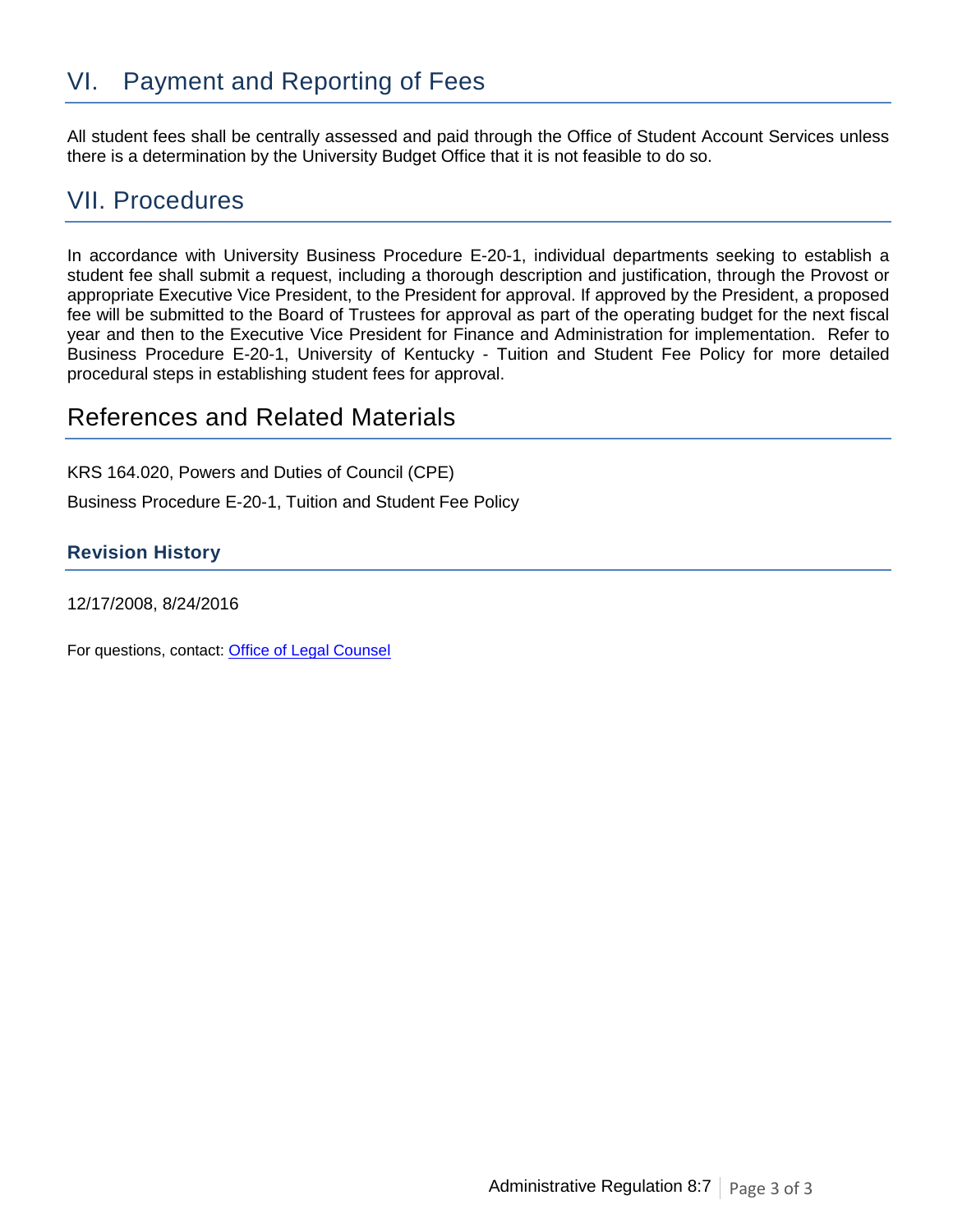## VI. Payment and Reporting of Fees

All student fees shall be centrally assessed and paid through the Office of Student Account Services unless there is a determination by the University Budget Office that it is not feasible to do so.

## VII. Procedures

In accordance with University Business Procedure E-20-1, individual departments seeking to establish a student fee shall submit a request, including a thorough description and justification, through the Provost or appropriate Executive Vice President, to the President for approval. If approved by the President, a proposed fee will be submitted to the Board of Trustees for approval as part of the operating budget for the next fiscal year and then to the Executive Vice President for Finance and Administration for implementation. Refer to Business Procedure E-20-1, University of Kentucky - Tuition and Student Fee Policy for more detailed procedural steps in establishing student fees for approval.

## References and Related Materials

KRS 164.020, Powers and Duties of Council (CPE)

Business Procedure E-20-1, Tuition and Student Fee Policy

### Revision History

12/17/2008, 8/24/2016

For questions, contact: Office of Legal Counsel